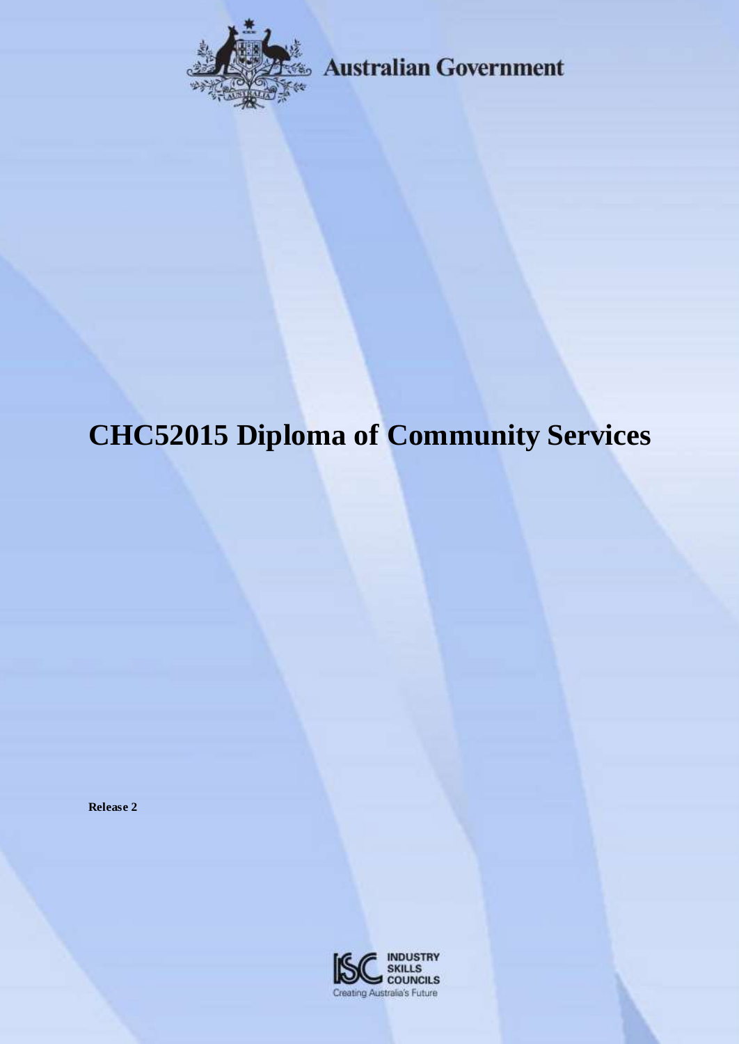Australian Government

# CHC52015 Diploma of Community Services

**Release 2**

INDUSTRY SKILLS COUNCILS

Creating Australia's Future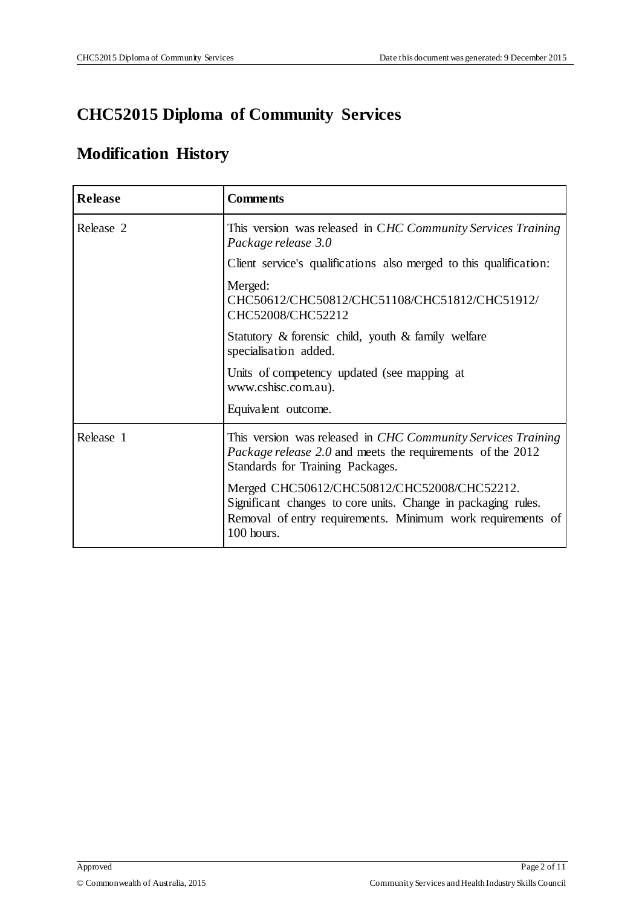# CHC52015 Diploma of Community Services

## Modification History

| Release | Comments |
|---|---|
| Release 2 | This version was released in C*HC Community Services Training Package release 3.0*<br><br>Client service's qualifications also merged to this qualification:<br><br>Merged: CHC50612/CHC50812/CHC51108/CHC51812/CHC51912/ CHC52008/CHC52212<br><br>Statutory & forensic child, youth & family welfare specialisation added.<br><br>Units of competency updated (see mapping at www.cshisc.com.au).<br><br>Equivalent outcome. |
| Release 1 | This version was released in *CHC Community Services Training Package release 2.0* and meets the requirements of the 2012 Standards for Training Packages.<br><br>Merged CHC50612/CHC50812/CHC52008/CHC52212. Significant changes to core units. Change in packaging rules. Removal of entry requirements. Minimum work requirements of 100 hours. |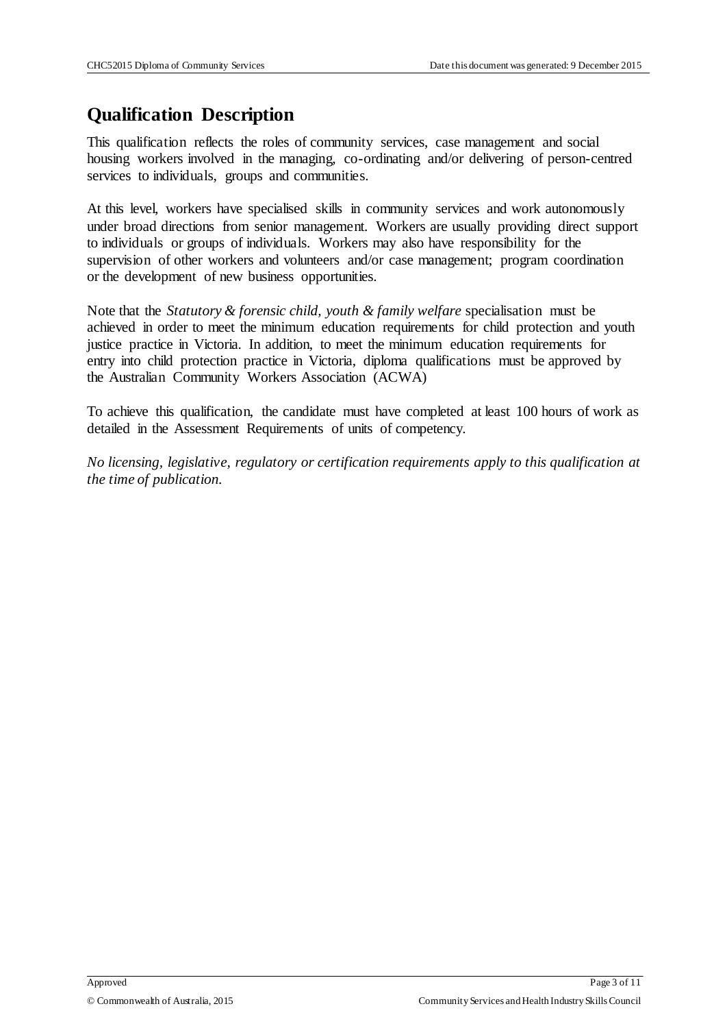## Qualification Description

This qualification reflects the roles of community services, case management and social housing workers involved in the managing, co-ordinating and/or delivering of person-centred services to individuals, groups and communities.

At this level, workers have specialised skills in community services and work autonomously under broad directions from senior management. Workers are usually providing direct support to individuals or groups of individuals. Workers may also have responsibility for the supervision of other workers and volunteers and/or case management; program coordination or the development of new business opportunities.

Note that the *Statutory & forensic child, youth & family welfare* specialisation must be achieved in order to meet the minimum education requirements for child protection and youth justice practice in Victoria. In addition, to meet the minimum education requirements for entry into child protection practice in Victoria, diploma qualifications must be approved by the Australian Community Workers Association (ACWA)

To achieve this qualification, the candidate must have completed at least 100 hours of work as detailed in the Assessment Requirements of units of competency.

*No licensing, legislative, regulatory or certification requirements apply to this qualification at the time of publication.*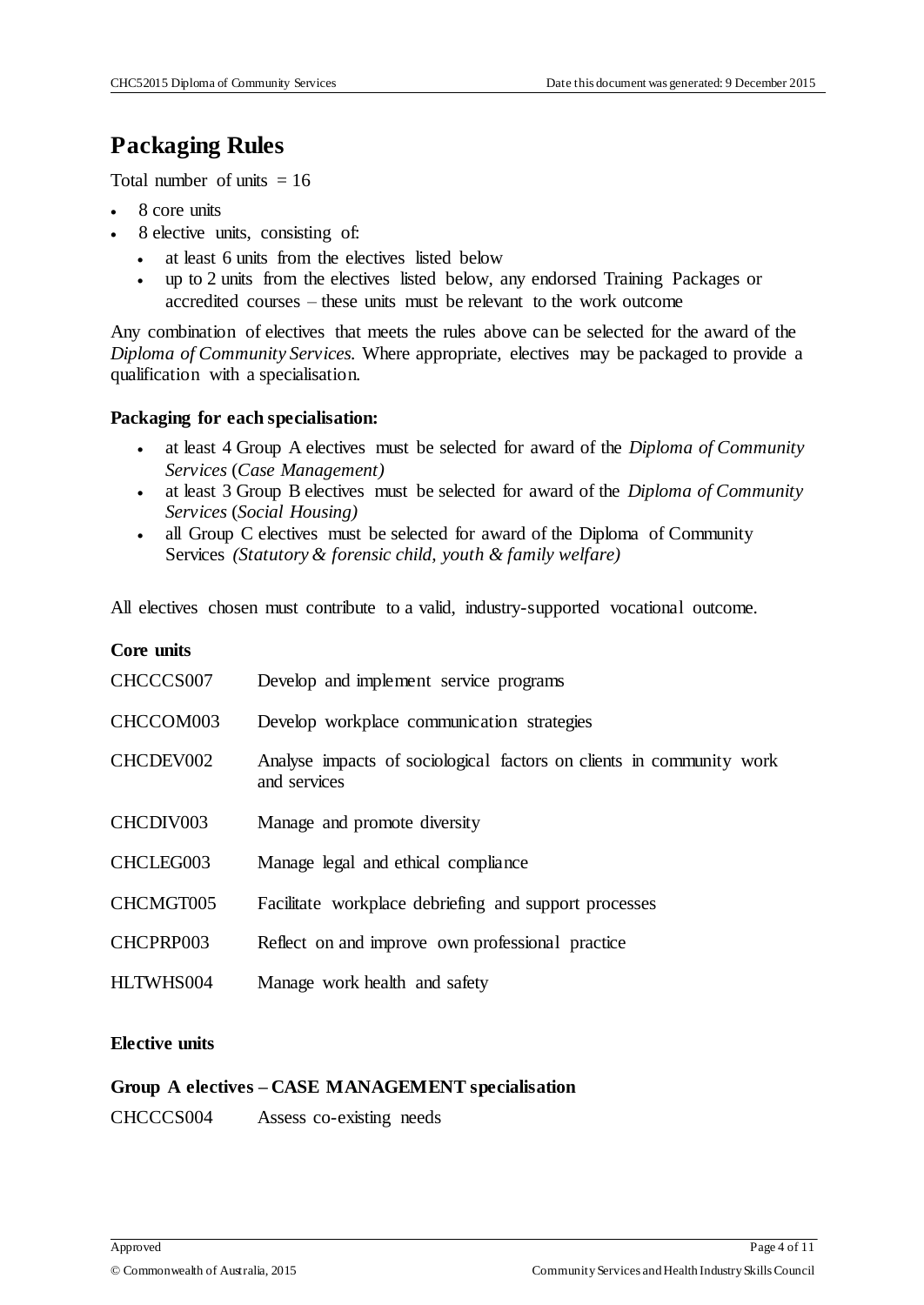## Packaging Rules

Total number of units = 16

- 8 core units
- 8 elective units, consisting of:
  - at least 6 units from the electives listed below
  - up to 2 units from the electives listed below, any endorsed Training Packages or accredited courses – these units must be relevant to the work outcome

Any combination of electives that meets the rules above can be selected for the award of the *Diploma of Community Services.* Where appropriate, electives may be packaged to provide a qualification with a specialisation.

### Packaging for each specialisation:

- at least 4 Group A electives must be selected for award of the *Diploma of Community Services* (*Case Management)*
- at least 3 Group B electives must be selected for award of the *Diploma of Community Services* (*Social Housing)*
- all Group C electives must be selected for award of the Diploma of Community Services *(Statutory & forensic child, youth & family welfare)*

All electives chosen must contribute to a valid, industry-supported vocational outcome.

### Core units

| | |
|---|---|
| CHCCCS007 | Develop and implement service programs |
| CHCCOM003 | Develop workplace communication strategies |
| CHCDEV002 | Analyse impacts of sociological factors on clients in community work and services |
| CHCDIV003 | Manage and promote diversity |
| CHCLEG003 | Manage legal and ethical compliance |
| CHCMGT005 | Facilitate workplace debriefing and support processes |
| CHCPRP003 | Reflect on and improve own professional practice |
| HLTWHS004 | Manage work health and safety |

### Elective units

#### Group A electives – CASE MANAGEMENT specialisation

| | |
|---|---|
| CHCCCS004 | Assess co-existing needs |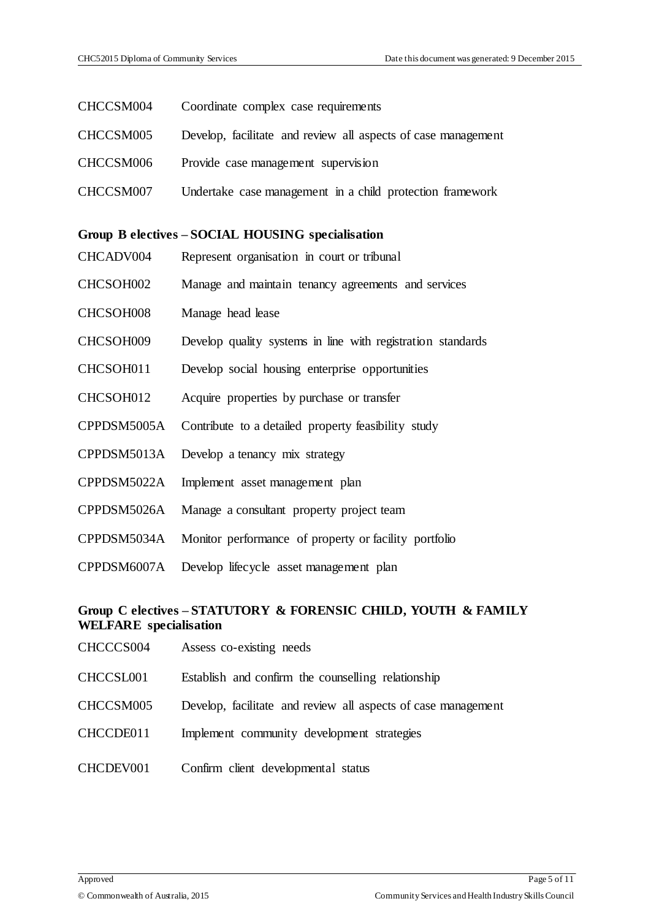| | |
|---|---|
| CHCCSM004 | Coordinate complex case requirements |
| CHCCSM005 | Develop, facilitate and review all aspects of case management |
| CHCCSM006 | Provide case management supervision |
| CHCCSM007 | Undertake case management in a child protection framework |

**Group B electives – SOCIAL HOUSING specialisation**

| | |
|---|---|
| CHCADV004 | Represent organisation in court or tribunal |
| CHCSOH002 | Manage and maintain tenancy agreements and services |
| CHCSOH008 | Manage head lease |
| CHCSOH009 | Develop quality systems in line with registration standards |
| CHCSOH011 | Develop social housing enterprise opportunities |
| CHCSOH012 | Acquire properties by purchase or transfer |
| CPPDSM5005A | Contribute to a detailed property feasibility study |
| CPPDSM5013A | Develop a tenancy mix strategy |
| CPPDSM5022A | Implement asset management plan |
| CPPDSM5026A | Manage a consultant property project team |
| CPPDSM5034A | Monitor performance of property or facility portfolio |
| CPPDSM6007A | Develop lifecycle asset management plan |

**Group C electives – STATUTORY & FORENSIC CHILD, YOUTH & FAMILY WELFARE specialisation**

| | |
|---|---|
| CHCCCS004 | Assess co-existing needs |
| CHCCSL001 | Establish and confirm the counselling relationship |
| CHCCSM005 | Develop, facilitate and review all aspects of case management |
| CHCCDE011 | Implement community development strategies |
| CHCDEV001 | Confirm client developmental status |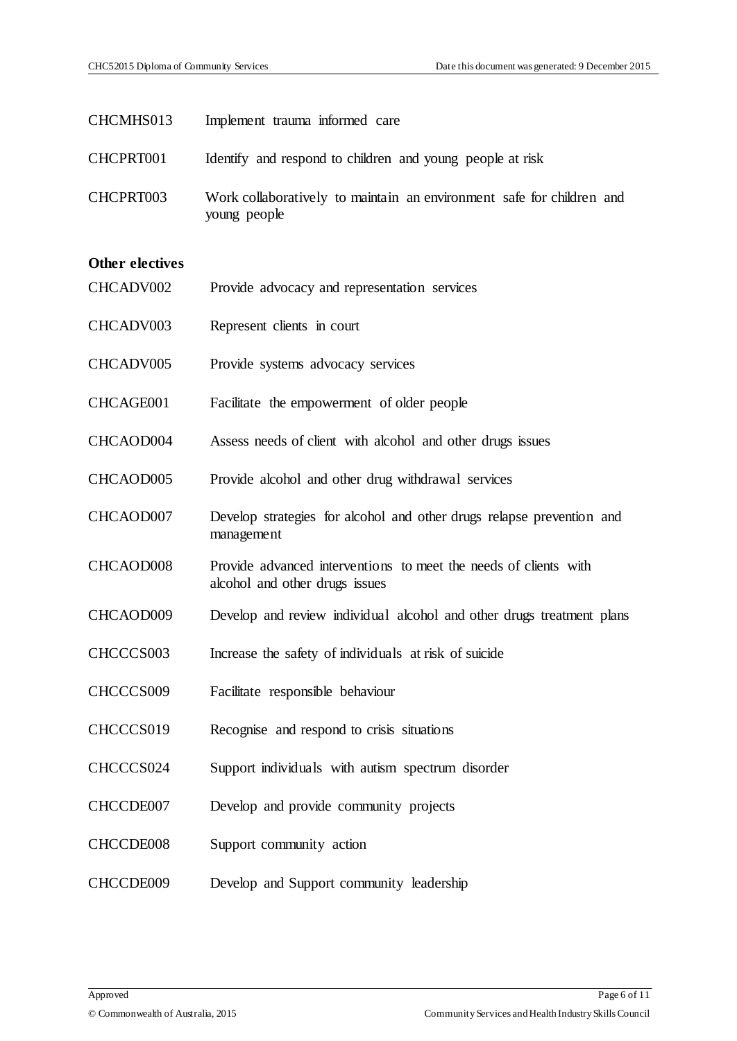| | |
|---|---|
| CHCMHS013 | Implement trauma informed care |
| CHCPRT001 | Identify and respond to children and young people at risk |
| CHCPRT003 | Work collaboratively to maintain an environment safe for children and young people |

**Other electives**

| | |
|---|---|
| CHCADV002 | Provide advocacy and representation services |
| CHCADV003 | Represent clients in court |
| CHCADV005 | Provide systems advocacy services |
| CHCAGE001 | Facilitate the empowerment of older people |
| CHCAOD004 | Assess needs of client with alcohol and other drugs issues |
| CHCAOD005 | Provide alcohol and other drug withdrawal services |
| CHCAOD007 | Develop strategies for alcohol and other drugs relapse prevention and management |
| CHCAOD008 | Provide advanced interventions to meet the needs of clients with alcohol and other drugs issues |
| CHCAOD009 | Develop and review individual alcohol and other drugs treatment plans |
| CHCCCS003 | Increase the safety of individuals at risk of suicide |
| CHCCCS009 | Facilitate responsible behaviour |
| CHCCCS019 | Recognise and respond to crisis situations |
| CHCCCS024 | Support individuals with autism spectrum disorder |
| CHCCDE007 | Develop and provide community projects |
| CHCCDE008 | Support community action |
| CHCCDE009 | Develop and Support community leadership |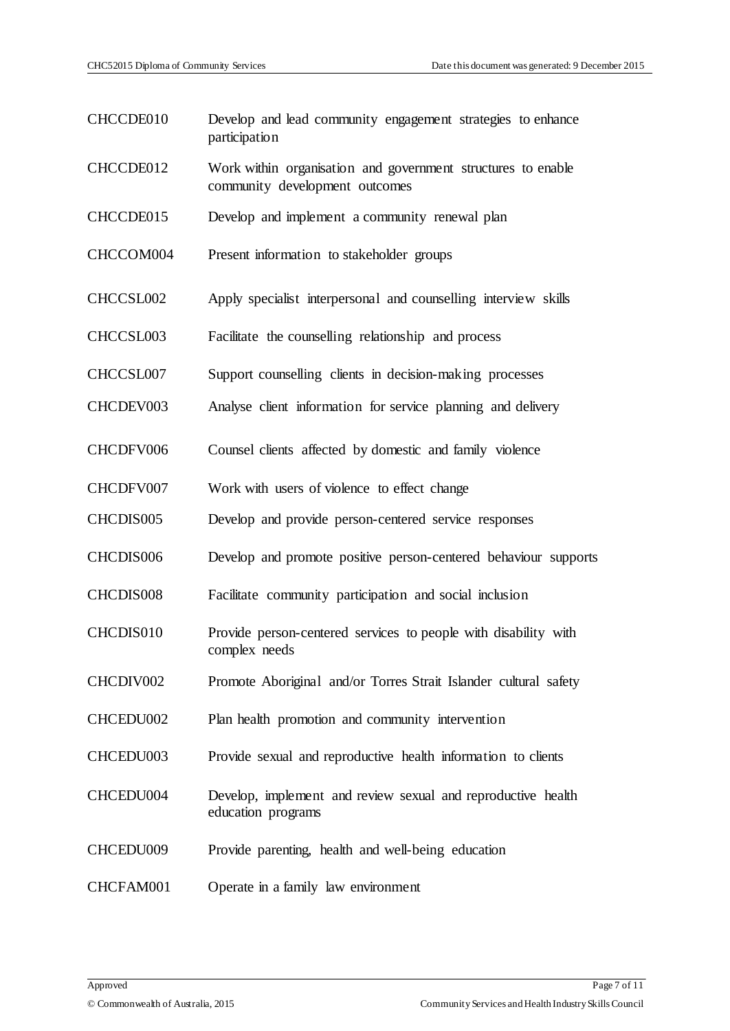| | |
|---|---|
| CHCCDE010 | Develop and lead community engagement strategies to enhance participation |
| CHCCDE012 | Work within organisation and government structures to enable community development outcomes |
| CHCCDE015 | Develop and implement a community renewal plan |
| CHCCOM004 | Present information to stakeholder groups |
| CHCCSL002 | Apply specialist interpersonal and counselling interview skills |
| CHCCSL003 | Facilitate the counselling relationship and process |
| CHCCSL007 | Support counselling clients in decision-making processes |
| CHCDEV003 | Analyse client information for service planning and delivery |
| CHCDFV006 | Counsel clients affected by domestic and family violence |
| CHCDFV007 | Work with users of violence to effect change |
| CHCDIS005 | Develop and provide person-centered service responses |
| CHCDIS006 | Develop and promote positive person-centered behaviour supports |
| CHCDIS008 | Facilitate community participation and social inclusion |
| CHCDIS010 | Provide person-centered services to people with disability with complex needs |
| CHCDIV002 | Promote Aboriginal and/or Torres Strait Islander cultural safety |
| CHCEDU002 | Plan health promotion and community intervention |
| CHCEDU003 | Provide sexual and reproductive health information to clients |
| CHCEDU004 | Develop, implement and review sexual and reproductive health education programs |
| CHCEDU009 | Provide parenting, health and well-being education |
| CHCFAM001 | Operate in a family law environment |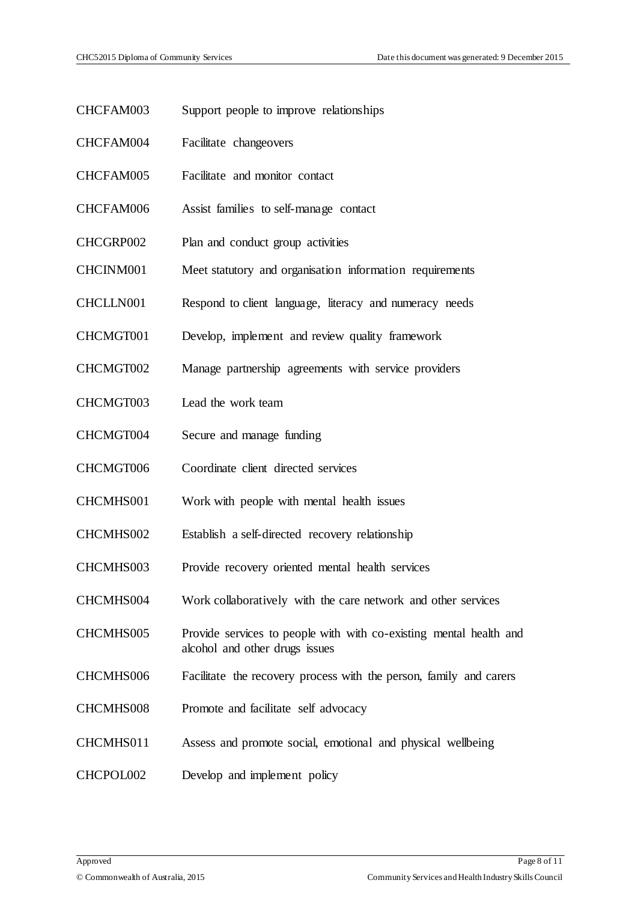| | |
|---|---|
| CHCFAM003 | Support people to improve relationships |
| CHCFAM004 | Facilitate changeovers |
| CHCFAM005 | Facilitate and monitor contact |
| CHCFAM006 | Assist families to self-manage contact |
| CHCGRP002 | Plan and conduct group activities |
| CHCINM001 | Meet statutory and organisation information requirements |
| CHCLLN001 | Respond to client language, literacy and numeracy needs |
| CHCMGT001 | Develop, implement and review quality framework |
| CHCMGT002 | Manage partnership agreements with service providers |
| CHCMGT003 | Lead the work team |
| CHCMGT004 | Secure and manage funding |
| CHCMGT006 | Coordinate client directed services |
| CHCMHS001 | Work with people with mental health issues |
| CHCMHS002 | Establish a self-directed recovery relationship |
| CHCMHS003 | Provide recovery oriented mental health services |
| CHCMHS004 | Work collaboratively with the care network and other services |
| CHCMHS005 | Provide services to people with with co-existing mental health and alcohol and other drugs issues |
| CHCMHS006 | Facilitate the recovery process with the person, family and carers |
| CHCMHS008 | Promote and facilitate self advocacy |
| CHCMHS011 | Assess and promote social, emotional and physical wellbeing |
| CHCPOL002 | Develop and implement policy |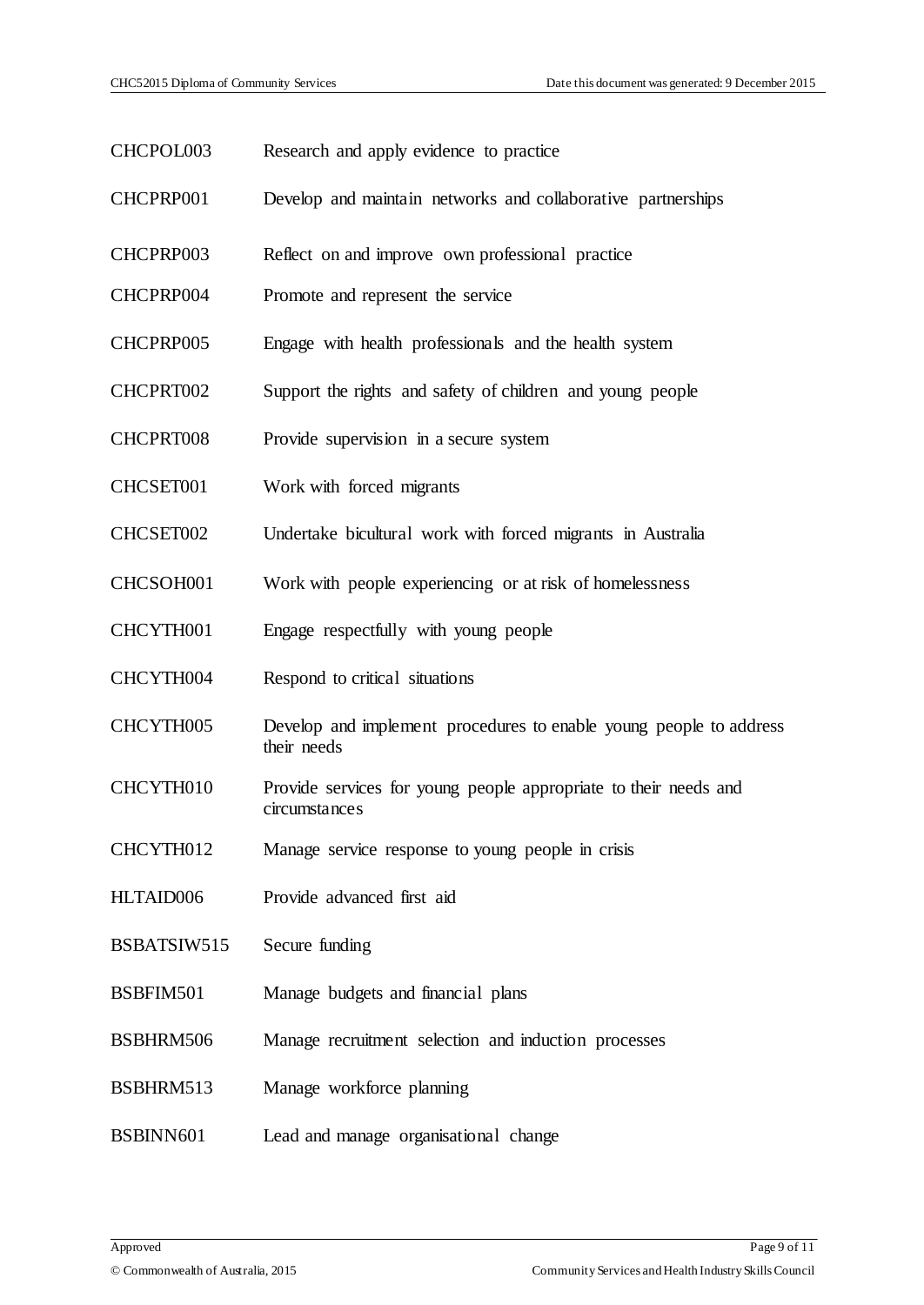| | |
|---|---|
| CHCPOL003 | Research and apply evidence to practice |
| CHCPRP001 | Develop and maintain networks and collaborative partnerships |
| CHCPRP003 | Reflect on and improve own professional practice |
| CHCPRP004 | Promote and represent the service |
| CHCPRP005 | Engage with health professionals and the health system |
| CHCPRT002 | Support the rights and safety of children and young people |
| CHCPRT008 | Provide supervision in a secure system |
| CHCSET001 | Work with forced migrants |
| CHCSET002 | Undertake bicultural work with forced migrants in Australia |
| CHCSOH001 | Work with people experiencing or at risk of homelessness |
| CHCYTH001 | Engage respectfully with young people |
| CHCYTH004 | Respond to critical situations |
| CHCYTH005 | Develop and implement procedures to enable young people to address their needs |
| CHCYTH010 | Provide services for young people appropriate to their needs and circumstances |
| CHCYTH012 | Manage service response to young people in crisis |
| HLTAID006 | Provide advanced first aid |
| BSBATSIW515 | Secure funding |
| BSBFIM501 | Manage budgets and financial plans |
| BSBHRM506 | Manage recruitment selection and induction processes |
| BSBHRM513 | Manage workforce planning |
| BSBINN601 | Lead and manage organisational change |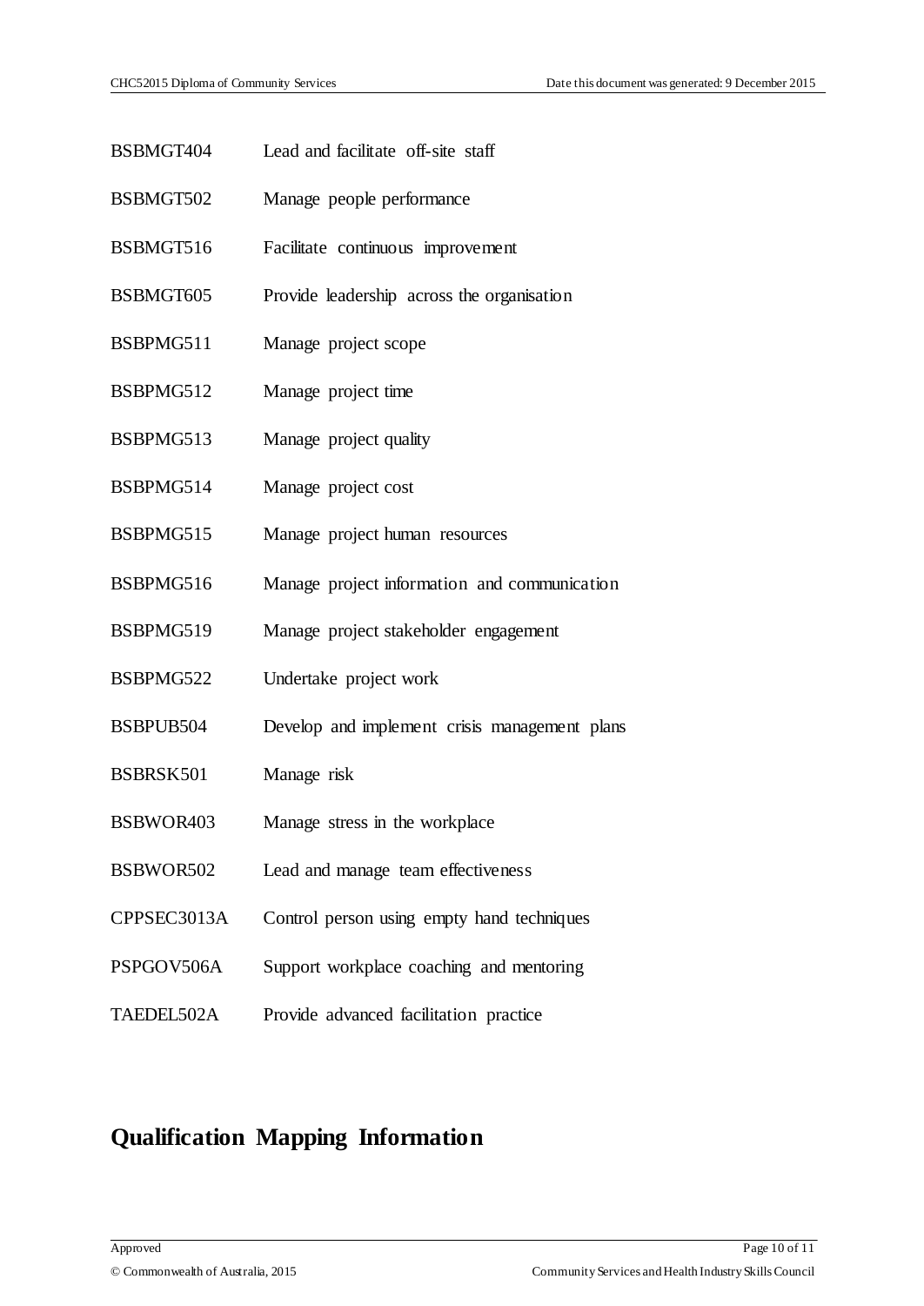| | |
|---|---|
| BSBMGT404 | Lead and facilitate off-site staff |
| BSBMGT502 | Manage people performance |
| BSBMGT516 | Facilitate continuous improvement |
| BSBMGT605 | Provide leadership across the organisation |
| BSBPMG511 | Manage project scope |
| BSBPMG512 | Manage project time |
| BSBPMG513 | Manage project quality |
| BSBPMG514 | Manage project cost |
| BSBPMG515 | Manage project human resources |
| BSBPMG516 | Manage project information and communication |
| BSBPMG519 | Manage project stakeholder engagement |
| BSBPMG522 | Undertake project work |
| BSBPUB504 | Develop and implement crisis management plans |
| BSBRSK501 | Manage risk |
| BSBWOR403 | Manage stress in the workplace |
| BSBWOR502 | Lead and manage team effectiveness |
| CPPSEC3013A | Control person using empty hand techniques |
| PSPGOV506A | Support workplace coaching and mentoring |
| TAEDEL502A | Provide advanced facilitation practice |

## Qualification Mapping Information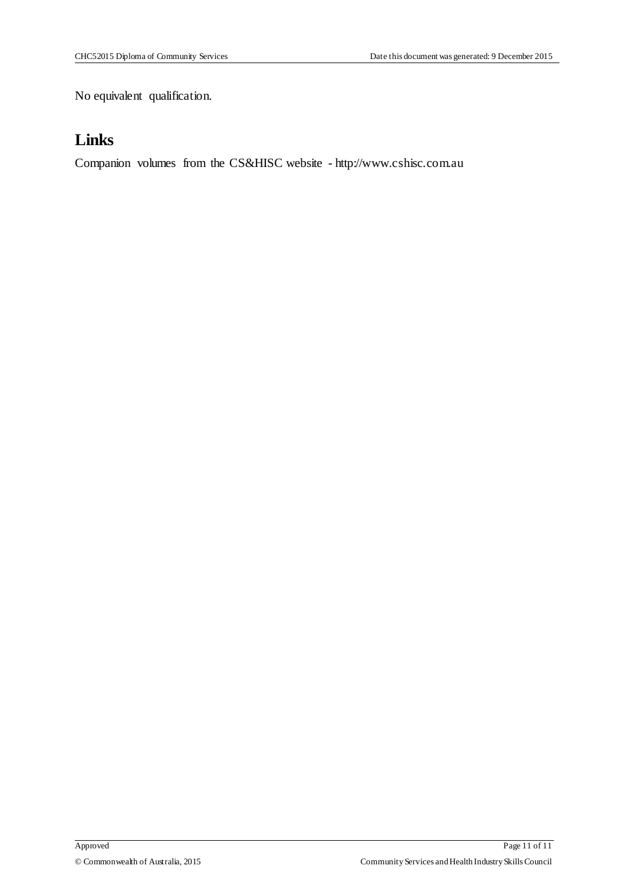No equivalent qualification.

## Links

Companion volumes from the CS&HISC website - http://www.cshisc.com.au